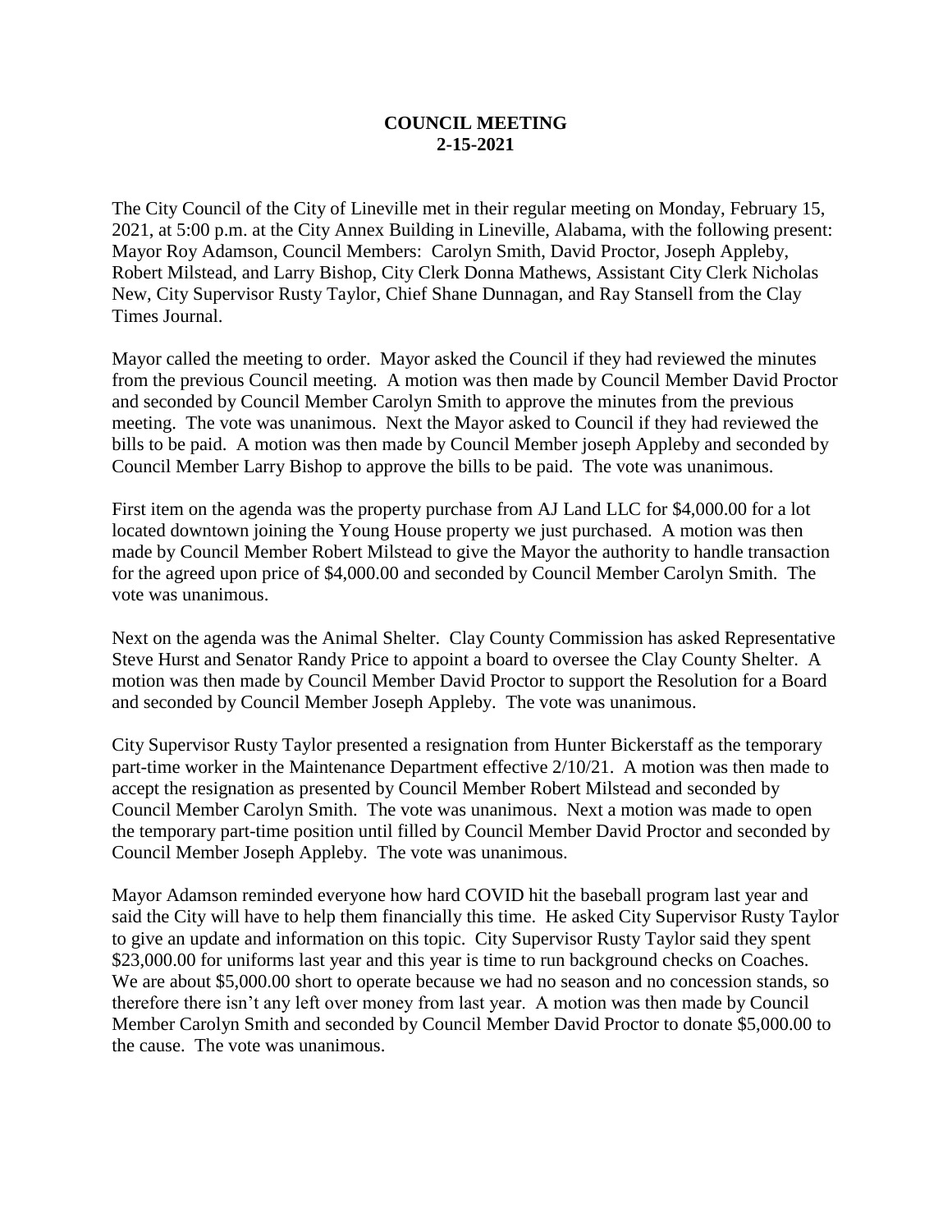**COUNCIL MEETING**
**2-15-2021**

The City Council of the City of Lineville met in their regular meeting on Monday, February 15, 2021, at 5:00 p.m. at the City Annex Building in Lineville, Alabama, with the following present: Mayor Roy Adamson, Council Members: Carolyn Smith, David Proctor, Joseph Appleby, Robert Milstead, and Larry Bishop, City Clerk Donna Mathews, Assistant City Clerk Nicholas New, City Supervisor Rusty Taylor, Chief Shane Dunnagan, and Ray Stansell from the Clay Times Journal.

Mayor called the meeting to order. Mayor asked the Council if they had reviewed the minutes from the previous Council meeting. A motion was then made by Council Member David Proctor and seconded by Council Member Carolyn Smith to approve the minutes from the previous meeting. The vote was unanimous. Next the Mayor asked to Council if they had reviewed the bills to be paid. A motion was then made by Council Member joseph Appleby and seconded by Council Member Larry Bishop to approve the bills to be paid. The vote was unanimous.

First item on the agenda was the property purchase from AJ Land LLC for $4,000.00 for a lot located downtown joining the Young House property we just purchased. A motion was then made by Council Member Robert Milstead to give the Mayor the authority to handle transaction for the agreed upon price of $4,000.00 and seconded by Council Member Carolyn Smith. The vote was unanimous.

Next on the agenda was the Animal Shelter. Clay County Commission has asked Representative Steve Hurst and Senator Randy Price to appoint a board to oversee the Clay County Shelter. A motion was then made by Council Member David Proctor to support the Resolution for a Board and seconded by Council Member Joseph Appleby. The vote was unanimous.

City Supervisor Rusty Taylor presented a resignation from Hunter Bickerstaff as the temporary part-time worker in the Maintenance Department effective 2/10/21. A motion was then made to accept the resignation as presented by Council Member Robert Milstead and seconded by Council Member Carolyn Smith. The vote was unanimous. Next a motion was made to open the temporary part-time position until filled by Council Member David Proctor and seconded by Council Member Joseph Appleby. The vote was unanimous.

Mayor Adamson reminded everyone how hard COVID hit the baseball program last year and said the City will have to help them financially this time. He asked City Supervisor Rusty Taylor to give an update and information on this topic. City Supervisor Rusty Taylor said they spent $23,000.00 for uniforms last year and this year is time to run background checks on Coaches. We are about $5,000.00 short to operate because we had no season and no concession stands, so therefore there isn't any left over money from last year. A motion was then made by Council Member Carolyn Smith and seconded by Council Member David Proctor to donate $5,000.00 to the cause. The vote was unanimous.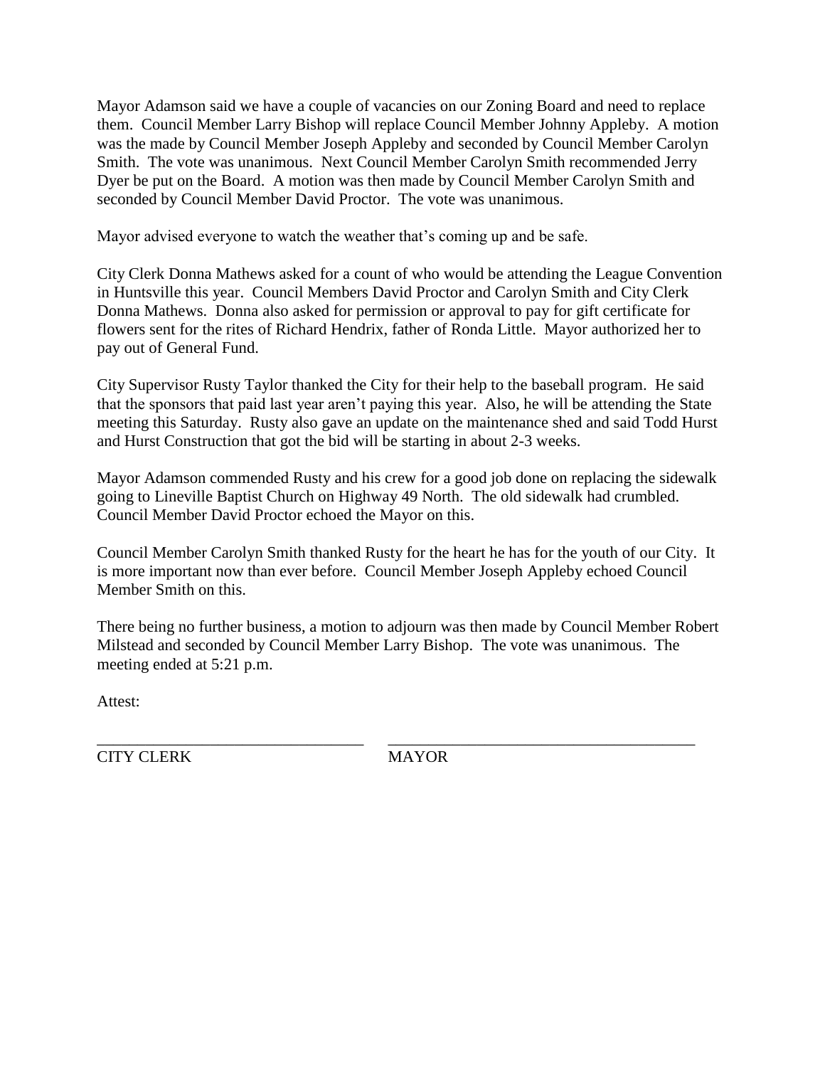Mayor Adamson said we have a couple of vacancies on our Zoning Board and need to replace them. Council Member Larry Bishop will replace Council Member Johnny Appleby. A motion was the made by Council Member Joseph Appleby and seconded by Council Member Carolyn Smith. The vote was unanimous. Next Council Member Carolyn Smith recommended Jerry Dyer be put on the Board. A motion was then made by Council Member Carolyn Smith and seconded by Council Member David Proctor. The vote was unanimous.

Mayor advised everyone to watch the weather that's coming up and be safe.

City Clerk Donna Mathews asked for a count of who would be attending the League Convention in Huntsville this year. Council Members David Proctor and Carolyn Smith and City Clerk Donna Mathews. Donna also asked for permission or approval to pay for gift certificate for flowers sent for the rites of Richard Hendrix, father of Ronda Little. Mayor authorized her to pay out of General Fund.

City Supervisor Rusty Taylor thanked the City for their help to the baseball program. He said that the sponsors that paid last year aren't paying this year. Also, he will be attending the State meeting this Saturday. Rusty also gave an update on the maintenance shed and said Todd Hurst and Hurst Construction that got the bid will be starting in about 2-3 weeks.

Mayor Adamson commended Rusty and his crew for a good job done on replacing the sidewalk going to Lineville Baptist Church on Highway 49 North. The old sidewalk had crumbled. Council Member David Proctor echoed the Mayor on this.

Council Member Carolyn Smith thanked Rusty for the heart he has for the youth of our City. It is more important now than ever before. Council Member Joseph Appleby echoed Council Member Smith on this.

There being no further business, a motion to adjourn was then made by Council Member Robert Milstead and seconded by Council Member Larry Bishop. The vote was unanimous. The meeting ended at 5:21 p.m.

Attest:

_________________________________ _____________________________________

CITY CLERK MAYOR